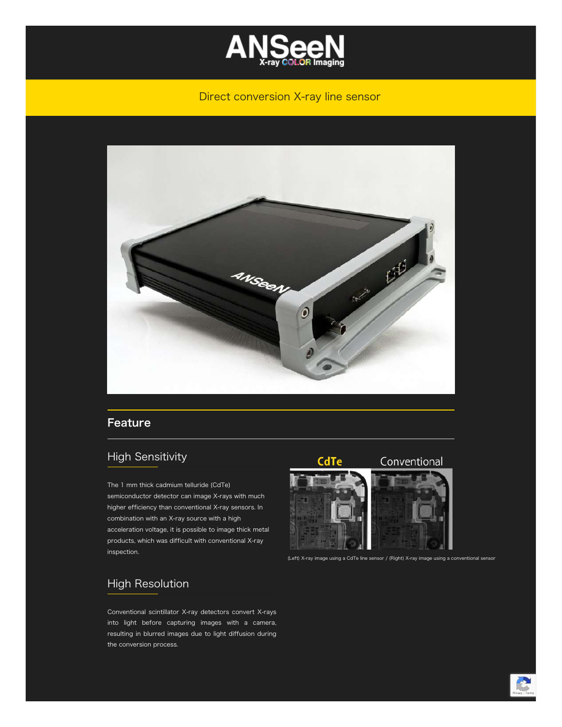# ANSeeN

X-ray COLOR Imaging

Direct conversion X-ray line sensor

## Feature

### High Sensitivity

The 1 mm thick cadmium telluride (CdTe) semiconductor detector can image X-rays with much higher efficiency than conventional X-ray sensors. In combination with an X-ray source with a high acceleration voltage, it is possible to image thick metal products, which was difficult with conventional X-ray inspection.

CdTe Conventional

(Left) X-ray image using a CdTe line sensor / (Right) X-ray image using a conventional sensor

### High Resolution

Conventional scintillator X-ray detectors convert X-rays into light before capturing images with a camera, resulting in blurred images due to light diffusion during the conversion process.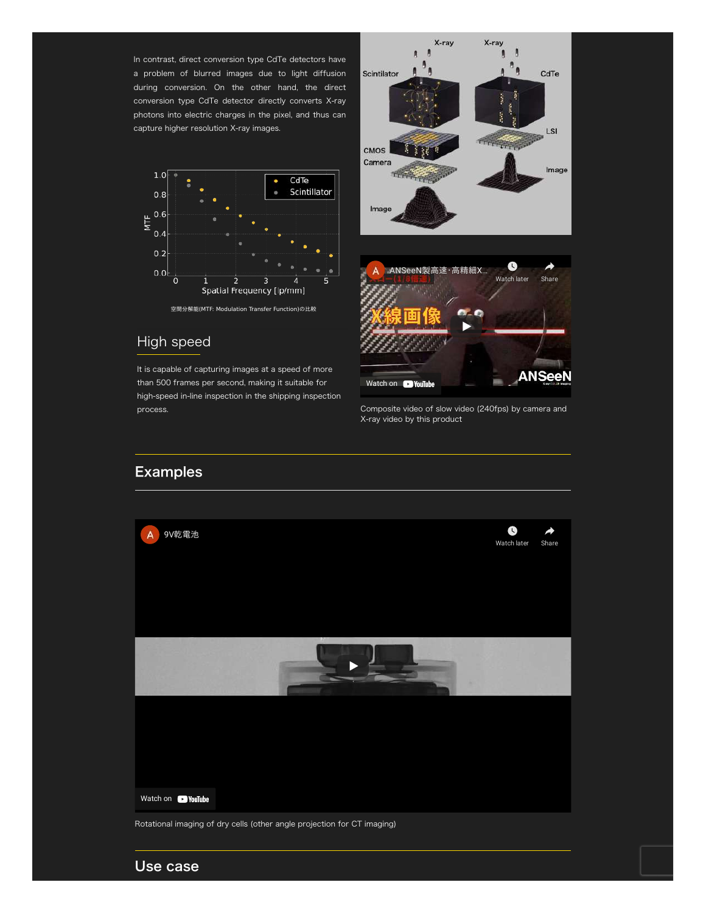In contrast, direct conversion type CdTe detectors have a problem of blurred images due to light diffusion during conversion. On the other hand, the direct conversion type CdTe detector directly converts X-ray photons into electric charges in the pixel, and thus can capture higher resolution X-ray images.

空間分解能(MTF: Modulation Transfer Function)の比較

## High speed

It is capable of capturing images at a speed of more than 500 frames per second, making it suitable for high-speed in-line inspection in the shipping inspection process.

Composite video of slow video (240fps) by camera and X-ray video by this product

## Examples

Rotational imaging of dry cells (other angle projection for CT imaging)

## Use case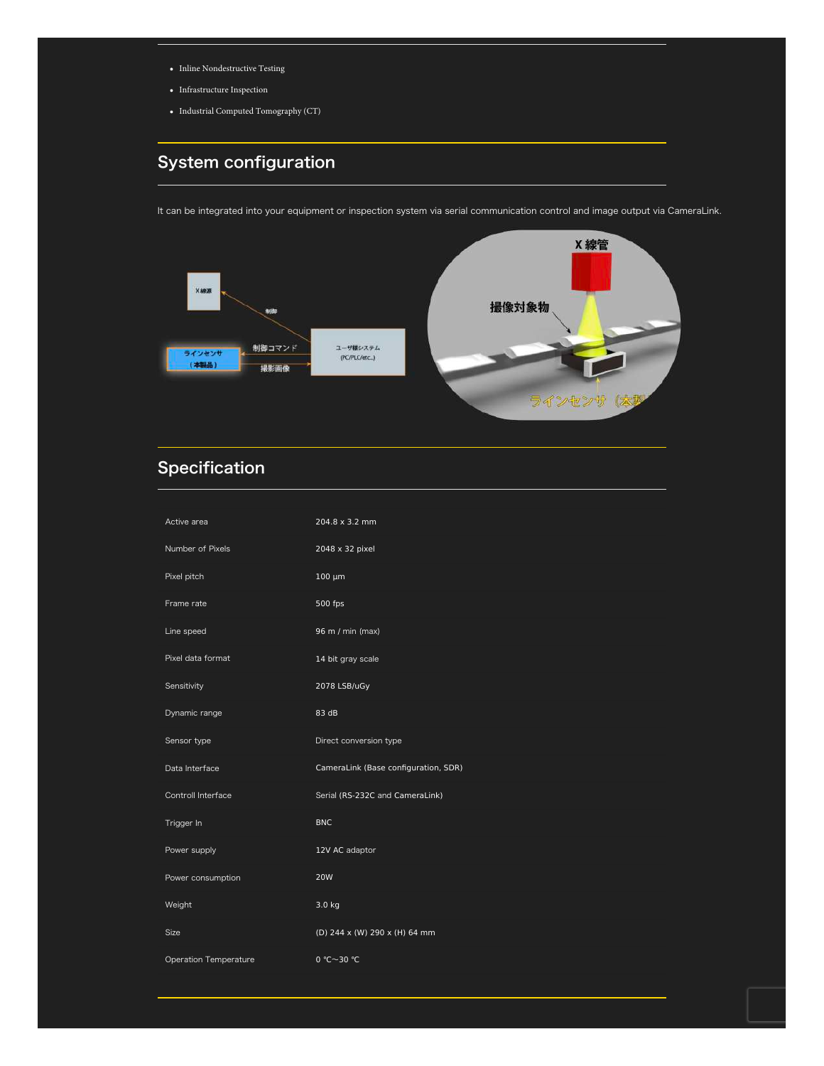- Inline Nondestructive Testing
- Infrastructure Inspection
- Industrial Computed Tomography (CT)

## System configuration

It can be integrated into your equipment or inspection system via serial communication control and image output via CameraLink.

## Specification

| | |
|---|---|
| Active area | 204.8 x 3.2 mm |
| Number of Pixels | 2048 x 32 pixel |
| Pixel pitch | 100 µm |
| Frame rate | 500 fps |
| Line speed | 96 m / min (max) |
| Pixel data format | 14 bit gray scale |
| Sensitivity | 2078 LSB/uGy |
| Dynamic range | 83 dB |
| Sensor type | Direct conversion type |
| Data Interface | CameraLink (Base configuration, SDR) |
| Controll Interface | Serial (RS-232C and CameraLink) |
| Trigger In | BNC |
| Power supply | 12V AC adaptor |
| Power consumption | 20W |
| Weight | 3.0 kg |
| Size | (D) 244 x (W) 290 x (H) 64 mm |
| Operation Temperature | 0 ℃~30 ℃ |